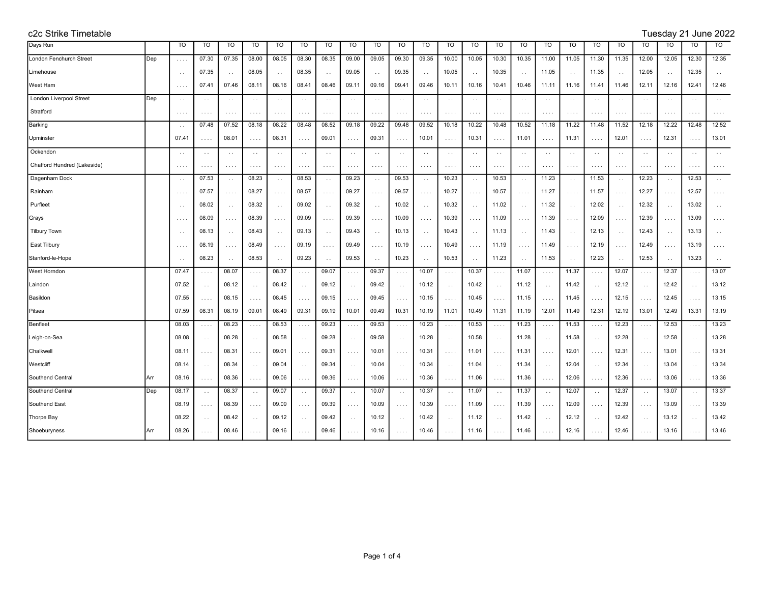# c2c Strike Timetable

Tuesday 21 June 2022

| Days Run | | TO | TO | TO | TO | TO | TO | TO | TO | TO | TO | TO | TO | TO | TO | TO | TO | TO | TO | TO | TO | TO | TO | TO |
|---|---|---|---|---|---|---|---|---|---|---|---|---|---|---|---|---|---|---|---|---|---|---|---|---|
| London Fenchurch Street | Dep | .... | 07.30 | 07.35 | 08.00 | 08.05 | 08.30 | 08.35 | 09.00 | 09.05 | 09.30 | 09.35 | 10.00 | 10.05 | 10.30 | 10.35 | 11.00 | 11.05 | 11.30 | 11.35 | 12.00 | 12.05 | 12.30 | 12.35 |
| Limehouse | | .. | 07.35 | .. | 08.05 | .. | 08.35 | .. | 09.05 | .. | 09.35 | .. | 10.05 | .. | 10.35 | .. | 11.05 | .. | 11.35 | .. | 12.05 | .. | 12.35 | .. |
| West Ham | | .... | 07.41 | 07.46 | 08.11 | 08.16 | 08.41 | 08.46 | 09.11 | 09.16 | 09.41 | 09.46 | 10.11 | 10.16 | 10.41 | 10.46 | 11.11 | 11.16 | 11.41 | 11.46 | 12.11 | 12.16 | 12.41 | 12.46 |
| London Liverpool Street | Dep | .. | .. | .. | .. | .. | .. | .. | .. | .. | .. | .. | .. | .. | .. | .. | .. | .. | .. | .. | .. | .. | .. | .. |
| Stratford | | .... | .... | .... | .... | .... | .... | .... | .... | .... | .... | .... | .... | .... | .... | .... | .... | .... | .... | .... | .... | .... | .... | .... |
| Barking | | .. | 07.48 | 07.52 | 08.18 | 08.22 | 08.48 | 08.52 | 09.18 | 09.22 | 09.48 | 09.52 | 10.18 | 10.22 | 10.48 | 10.52 | 11.18 | 11.22 | 11.48 | 11.52 | 12.18 | 12.22 | 12.48 | 12.52 |
| Upminster | | 07.41 | .... | 08.01 | .... | 08.31 | .... | 09.01 | .... | 09.31 | .... | 10.01 | .... | 10.31 | .... | 11.01 | .... | 11.31 | .... | 12.01 | .... | 12.31 | .... | 13.01 |
| Ockendon | | .. | .. | .. | .. | .. | .. | .. | .. | .. | .. | .. | .. | .. | .. | .. | .. | .. | .. | .. | .. | .. | .. | .. |
| Chafford Hundred (Lakeside) | | .... | .... | .... | .... | .... | .... | .... | .... | .... | .... | .... | .... | .... | .... | .... | .... | .... | .... | .... | .... | .... | .... | .... |
| Dagenham Dock | | .. | 07.53 | .. | 08.23 | .. | 08.53 | .. | 09.23 | .. | 09.53 | .. | 10.23 | .. | 10.53 | .. | 11.23 | .. | 11.53 | .. | 12.23 | .. | 12.53 | .. |
| Rainham | | .... | 07.57 | .... | 08.27 | .... | 08.57 | .... | 09.27 | .... | 09.57 | .... | 10.27 | .... | 10.57 | .... | 11.27 | .... | 11.57 | .... | 12.27 | .... | 12.57 | .... |
| Purfleet | | .. | 08.02 | .. | 08.32 | .. | 09.02 | .. | 09.32 | .. | 10.02 | .. | 10.32 | .. | 11.02 | .. | 11.32 | .. | 12.02 | .. | 12.32 | .. | 13.02 | .. |
| Grays | | .... | 08.09 | .... | 08.39 | .... | 09.09 | .... | 09.39 | .... | 10.09 | .... | 10.39 | .... | 11.09 | .... | 11.39 | .... | 12.09 | .... | 12.39 | .... | 13.09 | .... |
| Tilbury Town | | .. | 08.13 | .. | 08.43 | .. | 09.13 | .. | 09.43 | .. | 10.13 | .. | 10.43 | .. | 11.13 | .. | 11.43 | .. | 12.13 | .. | 12.43 | .. | 13.13 | .. |
| East Tilbury | | .... | 08.19 | .... | 08.49 | .... | 09.19 | .... | 09.49 | .... | 10.19 | .... | 10.49 | .... | 11.19 | .... | 11.49 | .... | 12.19 | .... | 12.49 | .... | 13.19 | .... |
| Stanford-le-Hope | | .. | 08.23 | .. | 08.53 | .. | 09.23 | .. | 09.53 | .. | 10.23 | .. | 10.53 | .. | 11.23 | .. | 11.53 | .. | 12.23 | .. | 12.53 | .. | 13.23 | .. |
| West Horndon | | 07.47 | .... | 08.07 | .... | 08.37 | .... | 09.07 | .... | 09.37 | .... | 10.07 | .... | 10.37 | .... | 11.07 | .... | 11.37 | .... | 12.07 | .... | 12.37 | .... | 13.07 |
| Laindon | | 07.52 | .. | 08.12 | .. | 08.42 | .. | 09.12 | .. | 09.42 | .. | 10.12 | .. | 10.42 | .. | 11.12 | .. | 11.42 | .. | 12.12 | .. | 12.42 | .. | 13.12 |
| Basildon | | 07.55 | .... | 08.15 | .... | 08.45 | .... | 09.15 | .... | 09.45 | .... | 10.15 | .... | 10.45 | .... | 11.15 | .... | 11.45 | .... | 12.15 | .... | 12.45 | .... | 13.15 |
| Pitsea | | 07.59 | 08.31 | 08.19 | 09.01 | 08.49 | 09.31 | 09.19 | 10.01 | 09.49 | 10.31 | 10.19 | 11.01 | 10.49 | 11.31 | 11.19 | 12.01 | 11.49 | 12.31 | 12.19 | 13.01 | 12.49 | 13.31 | 13.19 |
| Benfleet | | 08.03 | .... | 08.23 | .... | 08.53 | .... | 09.23 | .... | 09.53 | .... | 10.23 | .... | 10.53 | .... | 11.23 | .... | 11.53 | .... | 12.23 | .... | 12.53 | .... | 13.23 |
| Leigh-on-Sea | | 08.08 | .. | 08.28 | .. | 08.58 | .. | 09.28 | .. | 09.58 | .. | 10.28 | .. | 10.58 | .. | 11.28 | .. | 11.58 | .. | 12.28 | .. | 12.58 | .. | 13.28 |
| Chalkwell | | 08.11 | .... | 08.31 | .... | 09.01 | .... | 09.31 | .... | 10.01 | .... | 10.31 | .... | 11.01 | .... | 11.31 | .... | 12.01 | .... | 12.31 | .... | 13.01 | .... | 13.31 |
| Westcliff | | 08.14 | .. | 08.34 | .. | 09.04 | .. | 09.34 | .. | 10.04 | .. | 10.34 | .. | 11.04 | .. | 11.34 | .. | 12.04 | .. | 12.34 | .. | 13.04 | .. | 13.34 |
| Southend Central | Arr | 08.16 | .... | 08.36 | .... | 09.06 | .... | 09.36 | .... | 10.06 | .... | 10.36 | .... | 11.06 | .... | 11.36 | .... | 12.06 | .... | 12.36 | .... | 13.06 | .... | 13.36 |
| Southend Central | Dep | 08.17 | .. | 08.37 | .. | 09.07 | .. | 09.37 | .. | 10.07 | .. | 10.37 | .. | 11.07 | .. | 11.37 | .. | 12.07 | .. | 12.37 | .. | 13.07 | .. | 13.37 |
| Southend East | | 08.19 | .... | 08.39 | .... | 09.09 | .... | 09.39 | .... | 10.09 | .... | 10.39 | .... | 11.09 | .... | 11.39 | .... | 12.09 | .... | 12.39 | .... | 13.09 | .... | 13.39 |
| Thorpe Bay | | 08.22 | .. | 08.42 | .. | 09.12 | .. | 09.42 | .. | 10.12 | .. | 10.42 | .. | 11.12 | .. | 11.42 | .. | 12.12 | .. | 12.42 | .. | 13.12 | .. | 13.42 |
| Shoeburyness | Arr | 08.26 | .... | 08.46 | .... | 09.16 | .... | 09.46 | .... | 10.16 | .... | 10.46 | .... | 11.16 | .... | 11.46 | .... | 12.16 | .... | 12.46 | .... | 13.16 | .... | 13.46 |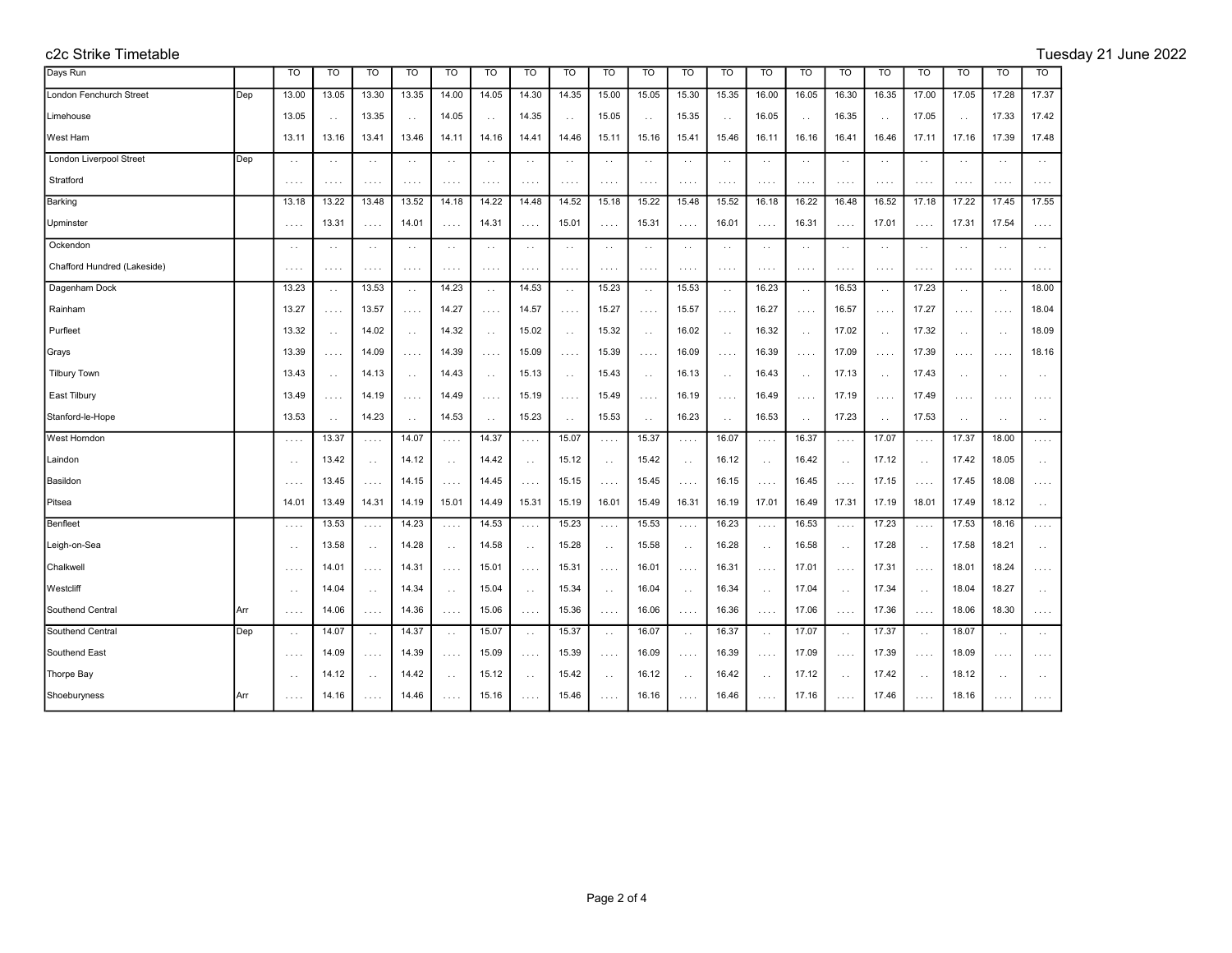# c2c Strike Timetable

Tuesday 21 June 2022

| Days Run | | TO | TO | TO | TO | TO | TO | TO | TO | TO | TO | TO | TO | TO | TO | TO | TO | TO | TO | TO | TO |
|---|---|---|---|---|---|---|---|---|---|---|---|---|---|---|---|---|---|---|---|---|---|
| London Fenchurch Street | Dep | 13.00 | 13.05 | 13.30 | 13.35 | 14.00 | 14.05 | 14.30 | 14.35 | 15.00 | 15.05 | 15.30 | 15.35 | 16.00 | 16.05 | 16.30 | 16.35 | 17.00 | 17.05 | 17.28 | 17.37 |
| Limehouse | | 13.05 | . . | 13.35 | . . | 14.05 | . . | 14.35 | . . | 15.05 | . . | 15.35 | . . | 16.05 | . . | 16.35 | . . | 17.05 | . . | 17.33 | 17.42 |
| West Ham | | 13.11 | 13.16 | 13.41 | 13.46 | 14.11 | 14.16 | 14.41 | 14.46 | 15.11 | 15.16 | 15.41 | 15.46 | 16.11 | 16.16 | 16.41 | 16.46 | 17.11 | 17.16 | 17.39 | 17.48 |
| London Liverpool Street | Dep | . . | . . | . . | . . | . . | . . | . . | . . | . . | . . | . . | . . | . . | . . | . . | . . | . . | . . | . . | . . |
| Stratford | | . . . . | . . . . | . . . . | . . . . | . . . . | . . . . | . . . . | . . . . | . . . . | . . . . | . . . . | . . . . | . . . . | . . . . | . . . . | . . . . | . . . . | . . . . | . . . . | . . . . |
| Barking | | 13.18 | 13.22 | 13.48 | 13.52 | 14.18 | 14.22 | 14.48 | 14.52 | 15.18 | 15.22 | 15.48 | 15.52 | 16.18 | 16.22 | 16.48 | 16.52 | 17.18 | 17.22 | 17.45 | 17.55 |
| Upminster | | . . . . | 13.31 | . . . . | 14.01 | . . . . | 14.31 | . . . . | 15.01 | . . . . | 15.31 | . . . . | 16.01 | . . . . | 16.31 | . . . . | 17.01 | . . . . | 17.31 | 17.54 | . . . . |
| Ockendon | | . . | . . | . . | . . | . . | . . | . . | . . | . . | . . | . . | . . | . . | . . | . . | . . | . . | . . | . . | . . |
| Chafford Hundred (Lakeside) | | . . . . | . . . . | . . . . | . . . . | . . . . | . . . . | . . . . | . . . . | . . . . | . . . . | . . . . | . . . . | . . . . | . . . . | . . . . | . . . . | . . . . | . . . . | . . . . | . . . . |
| Dagenham Dock | | 13.23 | . . | 13.53 | . . | 14.23 | . . | 14.53 | . . | 15.23 | . . | 15.53 | . . | 16.23 | . . | 16.53 | . . | 17.23 | . . | . . | 18.00 |
| Rainham | | 13.27 | . . . . | 13.57 | . . . . | 14.27 | . . . . | 14.57 | . . . . | 15.27 | . . . . | 15.57 | . . . . | 16.27 | . . . . | 16.57 | . . . . | 17.27 | . . . . | . . . . | 18.04 |
| Purfleet | | 13.32 | . . | 14.02 | . . | 14.32 | . . | 15.02 | . . | 15.32 | . . | 16.02 | . . | 16.32 | . . | 17.02 | . . | 17.32 | . . | . . | 18.09 |
| Grays | | 13.39 | . . . . | 14.09 | . . . . | 14.39 | . . . . | 15.09 | . . . . | 15.39 | . . . . | 16.09 | . . . . | 16.39 | . . . . | 17.09 | . . . . | 17.39 | . . . . | . . . . | 18.16 |
| Tilbury Town | | 13.43 | . . | 14.13 | . . | 14.43 | . . | 15.13 | . . | 15.43 | . . | 16.13 | . . | 16.43 | . . | 17.13 | . . | 17.43 | . . | . . | . . |
| East Tilbury | | 13.49 | . . . . | 14.19 | . . . . | 14.49 | . . . . | 15.19 | . . . . | 15.49 | . . . . | 16.19 | . . . . | 16.49 | . . . . | 17.19 | . . . . | 17.49 | . . . . | . . . . | . . . . |
| Stanford-le-Hope | | 13.53 | . . | 14.23 | . . | 14.53 | . . | 15.23 | . . | 15.53 | . . | 16.23 | . . | 16.53 | . . | 17.23 | . . | 17.53 | . . | . . | . . |
| West Horndon | | . . . . | 13.37 | . . . . | 14.07 | . . . . | 14.37 | . . . . | 15.07 | . . . . | 15.37 | . . . . | 16.07 | . . . . | 16.37 | . . . . | 17.07 | . . . . | 17.37 | 18.00 | . . . . |
| Laindon | | . . | 13.42 | . . | 14.12 | . . | 14.42 | . . | 15.12 | . . | 15.42 | . . | 16.12 | . . | 16.42 | . . | 17.12 | . . | 17.42 | 18.05 | . . |
| Basildon | | . . . . | 13.45 | . . . . | 14.15 | . . . . | 14.45 | . . . . | 15.15 | . . . . | 15.45 | . . . . | 16.15 | . . . . | 16.45 | . . . . | 17.15 | . . . . | 17.45 | 18.08 | . . . . |
| Pitsea | | 14.01 | 13.49 | 14.31 | 14.19 | 15.01 | 14.49 | 15.31 | 15.19 | 16.01 | 15.49 | 16.31 | 16.19 | 17.01 | 16.49 | 17.31 | 17.19 | 18.01 | 17.49 | 18.12 | . . |
| Benfleet | | . . . . | 13.53 | . . . . | 14.23 | . . . . | 14.53 | . . . . | 15.23 | . . . . | 15.53 | . . . . | 16.23 | . . . . | 16.53 | . . . . | 17.23 | . . . . | 17.53 | 18.16 | . . . . |
| Leigh-on-Sea | | . . | 13.58 | . . | 14.28 | . . | 14.58 | . . | 15.28 | . . | 15.58 | . . | 16.28 | . . | 16.58 | . . | 17.28 | . . | 17.58 | 18.21 | . . |
| Chalkwell | | . . . . | 14.01 | . . . . | 14.31 | . . . . | 15.01 | . . . . | 15.31 | . . . . | 16.01 | . . . . | 16.31 | . . . . | 17.01 | . . . . | 17.31 | . . . . | 18.01 | 18.24 | . . . . |
| Westcliff | | . . | 14.04 | . . | 14.34 | . . | 15.04 | . . | 15.34 | . . | 16.04 | . . | 16.34 | . . | 17.04 | . . | 17.34 | . . | 18.04 | 18.27 | . . |
| Southend Central | Arr | . . . . | 14.06 | . . . . | 14.36 | . . . . | 15.06 | . . . . | 15.36 | . . . . | 16.06 | . . . . | 16.36 | . . . . | 17.06 | . . . . | 17.36 | . . . . | 18.06 | 18.30 | . . . . |
| Southend Central | Dep | . . | 14.07 | . . | 14.37 | . . | 15.07 | . . | 15.37 | . . | 16.07 | . . | 16.37 | . . | 17.07 | . . | 17.37 | . . | 18.07 | . . | . . |
| Southend East | | . . . . | 14.09 | . . . . | 14.39 | . . . . | 15.09 | . . . . | 15.39 | . . . . | 16.09 | . . . . | 16.39 | . . . . | 17.09 | . . . . | 17.39 | . . . . | 18.09 | . . . . | . . . . |
| Thorpe Bay | | . . | 14.12 | . . | 14.42 | . . | 15.12 | . . | 15.42 | . . | 16.12 | . . | 16.42 | . . | 17.12 | . . | 17.42 | . . | 18.12 | . . | . . |
| Shoeburyness | Arr | . . . . | 14.16 | . . . . | 14.46 | . . . . | 15.16 | . . . . | 15.46 | . . . . | 16.16 | . . . . | 16.46 | . . . . | 17.16 | . . . . | 17.46 | . . . . | 18.16 | . . . . | . . . . |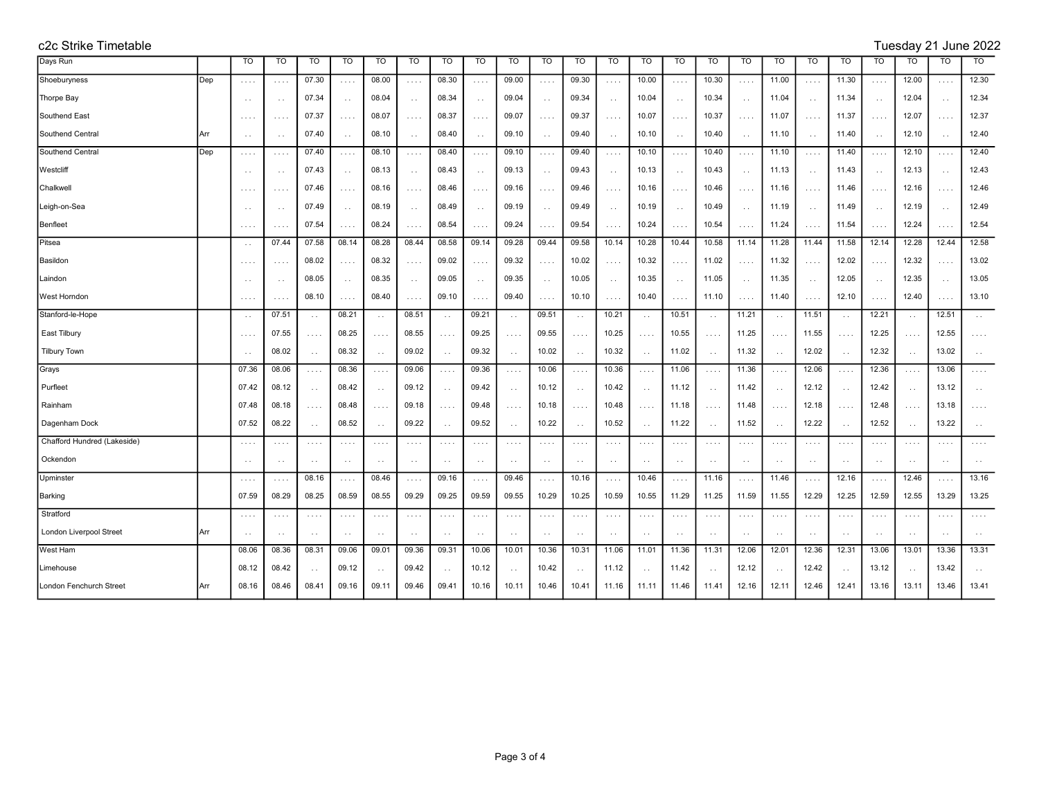# c2c Strike Timetable

Tuesday 21 June 2022

| Days Run | | TO | TO | TO | TO | TO | TO | TO | TO | TO | TO | TO | TO | TO | TO | TO | TO | TO | TO | TO | TO | TO | TO | TO |
|---|---|---|---|---|---|---|---|---|---|---|---|---|---|---|---|---|---|---|---|---|---|---|---|---|
| Shoeburyness | Dep | .... | .... | 07.30 | .... | 08.00 | .... | 08.30 | .... | 09.00 | .... | 09.30 | .... | 10.00 | .... | 10.30 | .... | 11.00 | .... | 11.30 | .... | 12.00 | .... | 12.30 |
| Thorpe Bay | | .. | .. | 07.34 | .. | 08.04 | .. | 08.34 | .. | 09.04 | .. | 09.34 | .. | 10.04 | .. | 10.34 | .. | 11.04 | .. | 11.34 | .. | 12.04 | .. | 12.34 |
| Southend East | | .... | .... | 07.37 | .... | 08.07 | .... | 08.37 | .... | 09.07 | .... | 09.37 | .... | 10.07 | .... | 10.37 | .... | 11.07 | .... | 11.37 | .... | 12.07 | .... | 12.37 |
| Southend Central | Arr | .. | .. | 07.40 | .. | 08.10 | .. | 08.40 | .. | 09.10 | .. | 09.40 | .. | 10.10 | .. | 10.40 | .. | 11.10 | .. | 11.40 | .. | 12.10 | .. | 12.40 |
| Southend Central | Dep | .... | .... | 07.40 | .... | 08.10 | .... | 08.40 | .... | 09.10 | .... | 09.40 | .... | 10.10 | .... | 10.40 | .... | 11.10 | .... | 11.40 | .... | 12.10 | .... | 12.40 |
| Westcliff | | .. | .. | 07.43 | .. | 08.13 | .. | 08.43 | .. | 09.13 | .. | 09.43 | .. | 10.13 | .. | 10.43 | .. | 11.13 | .. | 11.43 | .. | 12.13 | .. | 12.43 |
| Chalkwell | | .... | .... | 07.46 | .... | 08.16 | .... | 08.46 | .... | 09.16 | .... | 09.46 | .... | 10.16 | .... | 10.46 | .... | 11.16 | .... | 11.46 | .... | 12.16 | .... | 12.46 |
| Leigh-on-Sea | | .. | .. | 07.49 | .. | 08.19 | .. | 08.49 | .. | 09.19 | .. | 09.49 | .. | 10.19 | .. | 10.49 | .. | 11.19 | .. | 11.49 | .. | 12.19 | .. | 12.49 |
| Benfleet | | .... | .... | 07.54 | .... | 08.24 | .... | 08.54 | .... | 09.24 | .... | 09.54 | .... | 10.24 | .... | 10.54 | .... | 11.24 | .... | 11.54 | .... | 12.24 | .... | 12.54 |
| Pitsea | | .. | 07.44 | 07.58 | 08.14 | 08.28 | 08.44 | 08.58 | 09.14 | 09.28 | 09.44 | 09.58 | 10.14 | 10.28 | 10.44 | 10.58 | 11.14 | 11.28 | 11.44 | 11.58 | 12.14 | 12.28 | 12.44 | 12.58 |
| Basildon | | .... | .... | 08.02 | .... | 08.32 | .... | 09.02 | .... | 09.32 | .... | 10.02 | .... | 10.32 | .... | 11.02 | .... | 11.32 | .... | 12.02 | .... | 12.32 | .... | 13.02 |
| Laindon | | .. | .. | 08.05 | .. | 08.35 | .. | 09.05 | .. | 09.35 | .. | 10.05 | .. | 10.35 | .. | 11.05 | .. | 11.35 | .. | 12.05 | .. | 12.35 | .. | 13.05 |
| West Horndon | | .... | .... | 08.10 | .... | 08.40 | .... | 09.10 | .... | 09.40 | .... | 10.10 | .... | 10.40 | .... | 11.10 | .... | 11.40 | .... | 12.10 | .... | 12.40 | .... | 13.10 |
| Stanford-le-Hope | | .. | 07.51 | .. | 08.21 | .. | 08.51 | .. | 09.21 | .. | 09.51 | .. | 10.21 | .. | 10.51 | .. | 11.21 | .. | 11.51 | .. | 12.21 | .. | 12.51 | .. |
| East Tilbury | | .... | 07.55 | .... | 08.25 | .... | 08.55 | .... | 09.25 | .... | 09.55 | .... | 10.25 | .... | 10.55 | .... | 11.25 | .... | 11.55 | .... | 12.25 | .... | 12.55 | .... |
| Tilbury Town | | .. | 08.02 | .. | 08.32 | .. | 09.02 | .. | 09.32 | .. | 10.02 | .. | 10.32 | .. | 11.02 | .. | 11.32 | .. | 12.02 | .. | 12.32 | .. | 13.02 | .. |
| Grays | | 07.36 | 08.06 | .... | 08.36 | .... | 09.06 | .... | 09.36 | .... | 10.06 | .... | 10.36 | .... | 11.06 | .... | 11.36 | .... | 12.06 | .... | 12.36 | .... | 13.06 | .... |
| Purfleet | | 07.42 | 08.12 | .. | 08.42 | .. | 09.12 | .. | 09.42 | .. | 10.12 | .. | 10.42 | .. | 11.12 | .. | 11.42 | .. | 12.12 | .. | 12.42 | .. | 13.12 | .. |
| Rainham | | 07.48 | 08.18 | .... | 08.48 | .... | 09.18 | .... | 09.48 | .... | 10.18 | .... | 10.48 | .... | 11.18 | .... | 11.48 | .... | 12.18 | .... | 12.48 | .... | 13.18 | .... |
| Dagenham Dock | | 07.52 | 08.22 | .. | 08.52 | .. | 09.22 | .. | 09.52 | .. | 10.22 | .. | 10.52 | .. | 11.22 | .. | 11.52 | .. | 12.22 | .. | 12.52 | .. | 13.22 | .. |
| Chafford Hundred (Lakeside) | | .... | .... | .... | .... | .... | .... | .... | .... | .... | .... | .... | .... | .... | .... | .... | .... | .... | .... | .... | .... | .... | .... | .... |
| Ockendon | | .. | .. | .. | .. | .. | .. | .. | .. | .. | .. | .. | .. | .. | .. | .. | .. | .. | .. | .. | .. | .. | .. | .. |
| Upminster | | .... | .... | 08.16 | .... | 08.46 | .... | 09.16 | .... | 09.46 | .... | 10.16 | .... | 10.46 | .... | 11.16 | .... | 11.46 | .... | 12.16 | .... | 12.46 | .... | 13.16 |
| Barking | | 07.59 | 08.29 | 08.25 | 08.59 | 08.55 | 09.29 | 09.25 | 09.59 | 09.55 | 10.29 | 10.25 | 10.59 | 10.55 | 11.29 | 11.25 | 11.59 | 11.55 | 12.29 | 12.25 | 12.59 | 12.55 | 13.29 | 13.25 |
| Stratford | | .... | .... | .... | .... | .... | .... | .... | .... | .... | .... | .... | .... | .... | .... | .... | .... | .... | .... | .... | .... | .... | .... | .... |
| London Liverpool Street | Arr | .. | .. | .. | .. | .. | .. | .. | .. | .. | .. | .. | .. | .. | .. | .. | .. | .. | .. | .. | .. | .. | .. | .. |
| West Ham | | 08.06 | 08.36 | 08.31 | 09.06 | 09.01 | 09.36 | 09.31 | 10.06 | 10.01 | 10.36 | 10.31 | 11.06 | 11.01 | 11.36 | 11.31 | 12.06 | 12.01 | 12.36 | 12.31 | 13.06 | 13.01 | 13.36 | 13.31 |
| Limehouse | | 08.12 | 08.42 | .. | 09.12 | .. | 09.42 | .. | 10.12 | .. | 10.42 | .. | 11.12 | .. | 11.42 | .. | 12.12 | .. | 12.42 | .. | 13.12 | .. | 13.42 | .. |
| London Fenchurch Street | Arr | 08.16 | 08.46 | 08.41 | 09.16 | 09.11 | 09.46 | 09.41 | 10.16 | 10.11 | 10.46 | 10.41 | 11.16 | 11.11 | 11.46 | 11.41 | 12.16 | 12.11 | 12.46 | 12.41 | 13.16 | 13.11 | 13.46 | 13.41 |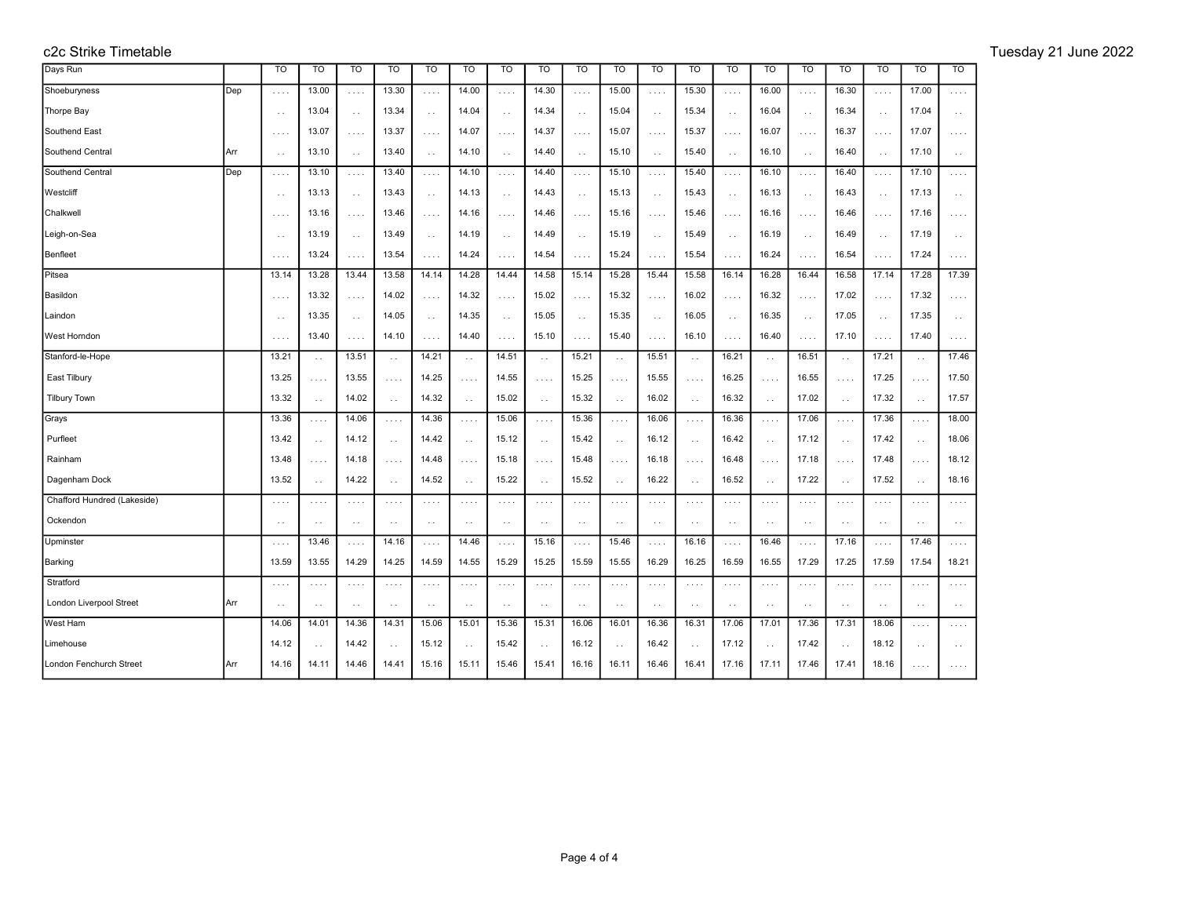# c2c Strike Timetable

Tuesday 21 June 2022

| Days Run | | TO | TO | TO | TO | TO | TO | TO | TO | TO | TO | TO | TO | TO | TO | TO | TO | TO | TO | TO |
|---|---|---|---|---|---|---|---|---|---|---|---|---|---|---|---|---|---|---|---|---|
| Shoeburyness | Dep | .... | 13.00 | .... | 13.30 | .... | 14.00 | .... | 14.30 | .... | 15.00 | .... | 15.30 | .... | 16.00 | .... | 16.30 | .... | 17.00 | .... |
| Thorpe Bay | | .. | 13.04 | .. | 13.34 | .. | 14.04 | .. | 14.34 | .. | 15.04 | .. | 15.34 | .. | 16.04 | .. | 16.34 | .. | 17.04 | .. |
| Southend East | | .... | 13.07 | .... | 13.37 | .... | 14.07 | .... | 14.37 | .... | 15.07 | .... | 15.37 | .... | 16.07 | .... | 16.37 | .... | 17.07 | .... |
| Southend Central | Arr | .. | 13.10 | .. | 13.40 | .. | 14.10 | .. | 14.40 | .. | 15.10 | .. | 15.40 | .. | 16.10 | .. | 16.40 | .. | 17.10 | .. |
| Southend Central | Dep | .... | 13.10 | .... | 13.40 | .... | 14.10 | .... | 14.40 | .... | 15.10 | .... | 15.40 | .... | 16.10 | .... | 16.40 | .... | 17.10 | .... |
| Westcliff | | .. | 13.13 | .. | 13.43 | .. | 14.13 | .. | 14.43 | .. | 15.13 | .. | 15.43 | .. | 16.13 | .. | 16.43 | .. | 17.13 | .. |
| Chalkwell | | .... | 13.16 | .... | 13.46 | .... | 14.16 | .... | 14.46 | .... | 15.16 | .... | 15.46 | .... | 16.16 | .... | 16.46 | .... | 17.16 | .... |
| Leigh-on-Sea | | .. | 13.19 | .. | 13.49 | .. | 14.19 | .. | 14.49 | .. | 15.19 | .. | 15.49 | .. | 16.19 | .. | 16.49 | .. | 17.19 | .. |
| Benfleet | | .... | 13.24 | .... | 13.54 | .... | 14.24 | .... | 14.54 | .... | 15.24 | .... | 15.54 | .... | 16.24 | .... | 16.54 | .... | 17.24 | .... |
| Pitsea | | 13.14 | 13.28 | 13.44 | 13.58 | 14.14 | 14.28 | 14.44 | 14.58 | 15.14 | 15.28 | 15.44 | 15.58 | 16.14 | 16.28 | 16.44 | 16.58 | 17.14 | 17.28 | 17.39 |
| Basildon | | .... | 13.32 | .... | 14.02 | .... | 14.32 | .... | 15.02 | .... | 15.32 | .... | 16.02 | .... | 16.32 | .... | 17.02 | .... | 17.32 | .... |
| Laindon | | .. | 13.35 | .. | 14.05 | .. | 14.35 | .. | 15.05 | .. | 15.35 | .. | 16.05 | .. | 16.35 | .. | 17.05 | .. | 17.35 | .. |
| West Horndon | | .... | 13.40 | .... | 14.10 | .... | 14.40 | .... | 15.10 | .... | 15.40 | .... | 16.10 | .... | 16.40 | .... | 17.10 | .... | 17.40 | .... |
| Stanford-le-Hope | | 13.21 | .. | 13.51 | .. | 14.21 | .. | 14.51 | .. | 15.21 | .. | 15.51 | .. | 16.21 | .. | 16.51 | .. | 17.21 | .. | 17.46 |
| East Tilbury | | 13.25 | .... | 13.55 | .... | 14.25 | .... | 14.55 | .... | 15.25 | .... | 15.55 | .... | 16.25 | .... | 16.55 | .... | 17.25 | .... | 17.50 |
| Tilbury Town | | 13.32 | .. | 14.02 | .. | 14.32 | .. | 15.02 | .. | 15.32 | .. | 16.02 | .. | 16.32 | .. | 17.02 | .. | 17.32 | .. | 17.57 |
| Grays | | 13.36 | .... | 14.06 | .... | 14.36 | .... | 15.06 | .... | 15.36 | .... | 16.06 | .... | 16.36 | .... | 17.06 | .... | 17.36 | .... | 18.00 |
| Purfleet | | 13.42 | .. | 14.12 | .. | 14.42 | .. | 15.12 | .. | 15.42 | .. | 16.12 | .. | 16.42 | .. | 17.12 | .. | 17.42 | .. | 18.06 |
| Rainham | | 13.48 | .... | 14.18 | .... | 14.48 | .... | 15.18 | .... | 15.48 | .... | 16.18 | .... | 16.48 | .... | 17.18 | .... | 17.48 | .... | 18.12 |
| Dagenham Dock | | 13.52 | .. | 14.22 | .. | 14.52 | .. | 15.22 | .. | 15.52 | .. | 16.22 | .. | 16.52 | .. | 17.22 | .. | 17.52 | .. | 18.16 |
| Chafford Hundred (Lakeside) | | .... | .... | .... | .... | .... | .... | .... | .... | .... | .... | .... | .... | .... | .... | .... | .... | .... | .... | .... |
| Ockendon | | .. | .. | .. | .. | .. | .. | .. | .. | .. | .. | .. | .. | .. | .. | .. | .. | .. | .. | .. |
| Upminster | | .... | 13.46 | .... | 14.16 | .... | 14.46 | .... | 15.16 | .... | 15.46 | .... | 16.16 | .... | 16.46 | .... | 17.16 | .... | 17.46 | .... |
| Barking | | 13.59 | 13.55 | 14.29 | 14.25 | 14.59 | 14.55 | 15.29 | 15.25 | 15.59 | 15.55 | 16.29 | 16.25 | 16.59 | 16.55 | 17.29 | 17.25 | 17.59 | 17.54 | 18.21 |
| Stratford | | .... | .... | .... | .... | .... | .... | .... | .... | .... | .... | .... | .... | .... | .... | .... | .... | .... | .... | .... |
| London Liverpool Street | Arr | .. | .. | .. | .. | .. | .. | .. | .. | .. | .. | .. | .. | .. | .. | .. | .. | .. | .. | .. |
| West Ham | | 14.06 | 14.01 | 14.36 | 14.31 | 15.06 | 15.01 | 15.36 | 15.31 | 16.06 | 16.01 | 16.36 | 16.31 | 17.06 | 17.01 | 17.36 | 17.31 | 18.06 | .... | .... |
| Limehouse | | 14.12 | .. | 14.42 | .. | 15.12 | .. | 15.42 | .. | 16.12 | .. | 16.42 | .. | 17.12 | .. | 17.42 | .. | 18.12 | .. | .. |
| London Fenchurch Street | Arr | 14.16 | 14.11 | 14.46 | 14.41 | 15.16 | 15.11 | 15.46 | 15.41 | 16.16 | 16.11 | 16.46 | 16.41 | 17.16 | 17.11 | 17.46 | 17.41 | 18.16 | .... | .... |